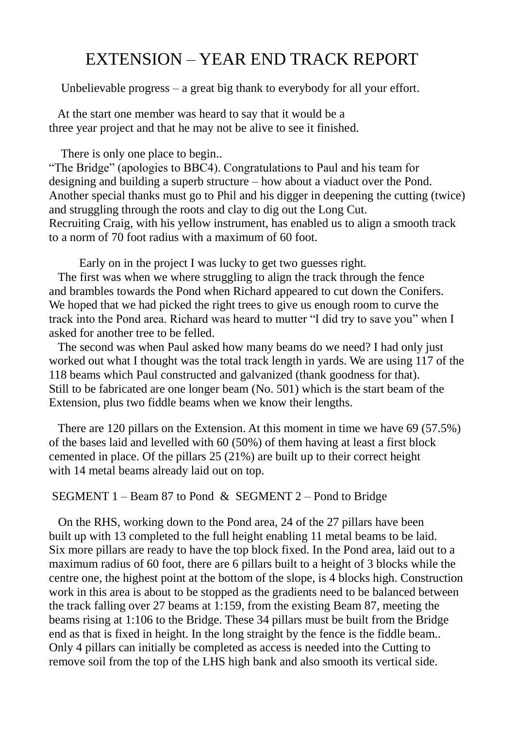# EXTENSION – YEAR END TRACK REPORT

Unbelievable progress – a great big thank to everybody for all your effort.

At the start one member was heard to say that it would be a three year project and that he may not be alive to see it finished.

There is only one place to begin.. "The Bridge" (apologies to BBC4). Congratulations to Paul and his team for designing and building a superb structure – how about a viaduct over the Pond. Another special thanks must go to Phil and his digger in deepening the cutting (twice) and struggling through the roots and clay to dig out the Long Cut. Recruiting Craig, with his yellow instrument, has enabled us to align a smooth track to a norm of 70 foot radius with a maximum of 60 foot.

Early on in the project I was lucky to get two guesses right.
The first was when we where struggling to align the track through the fence and brambles towards the Pond when Richard appeared to cut down the Conifers. We hoped that we had picked the right trees to give us enough room to curve the track into the Pond area. Richard was heard to mutter "I did try to save you" when I asked for another tree to be felled.
The second was when Paul asked how many beams do we need? I had only just worked out what I thought was the total track length in yards. We are using 117 of the 118 beams which Paul constructed and galvanized (thank goodness for that). Still to be fabricated are one longer beam (No. 501) which is the start beam of the Extension, plus two fiddle beams when we know their lengths.

There are 120 pillars on the Extension. At this moment in time we have 69 (57.5%) of the bases laid and levelled with 60 (50%) of them having at least a first block cemented in place. Of the pillars 25 (21%) are built up to their correct height with 14 metal beams already laid out on top.

SEGMENT 1 – Beam 87 to Pond & SEGMENT 2 – Pond to Bridge

On the RHS, working down to the Pond area, 24 of the 27 pillars have been built up with 13 completed to the full height enabling 11 metal beams to be laid. Six more pillars are ready to have the top block fixed. In the Pond area, laid out to a maximum radius of 60 foot, there are 6 pillars built to a height of 3 blocks while the centre one, the highest point at the bottom of the slope, is 4 blocks high. Construction work in this area is about to be stopped as the gradients need to be balanced between the track falling over 27 beams at 1:159, from the existing Beam 87, meeting the beams rising at 1:106 to the Bridge. These 34 pillars must be built from the Bridge end as that is fixed in height. In the long straight by the fence is the fiddle beam.. Only 4 pillars can initially be completed as access is needed into the Cutting to remove soil from the top of the LHS high bank and also smooth its vertical side.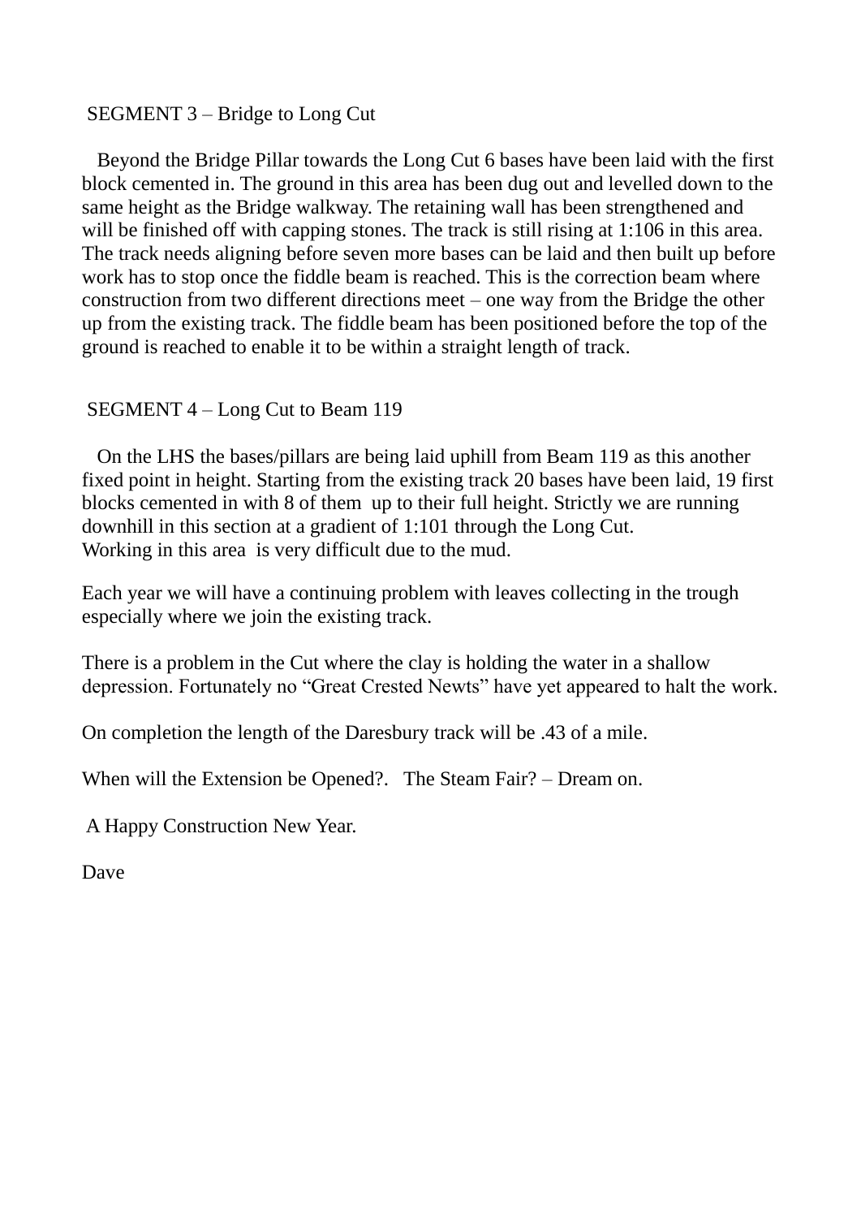## SEGMENT 3 – Bridge to Long Cut

Beyond the Bridge Pillar towards the Long Cut 6 bases have been laid with the first block cemented in. The ground in this area has been dug out and levelled down to the same height as the Bridge walkway. The retaining wall has been strengthened and will be finished off with capping stones. The track is still rising at 1:106 in this area. The track needs aligning before seven more bases can be laid and then built up before work has to stop once the fiddle beam is reached. This is the correction beam where construction from two different directions meet – one way from the Bridge the other up from the existing track. The fiddle beam has been positioned before the top of the ground is reached to enable it to be within a straight length of track.

## SEGMENT 4 – Long Cut to Beam 119

On the LHS the bases/pillars are being laid uphill from Beam 119 as this another fixed point in height. Starting from the existing track 20 bases have been laid, 19 first blocks cemented in with 8 of them up to their full height. Strictly we are running downhill in this section at a gradient of 1:101 through the Long Cut.
Working in this area is very difficult due to the mud.

Each year we will have a continuing problem with leaves collecting in the trough especially where we join the existing track.

There is a problem in the Cut where the clay is holding the water in a shallow depression. Fortunately no "Great Crested Newts" have yet appeared to halt the work.

On completion the length of the Daresbury track will be .43 of a mile.

When will the Extension be Opened?. The Steam Fair? – Dream on.

A Happy Construction New Year.

Dave